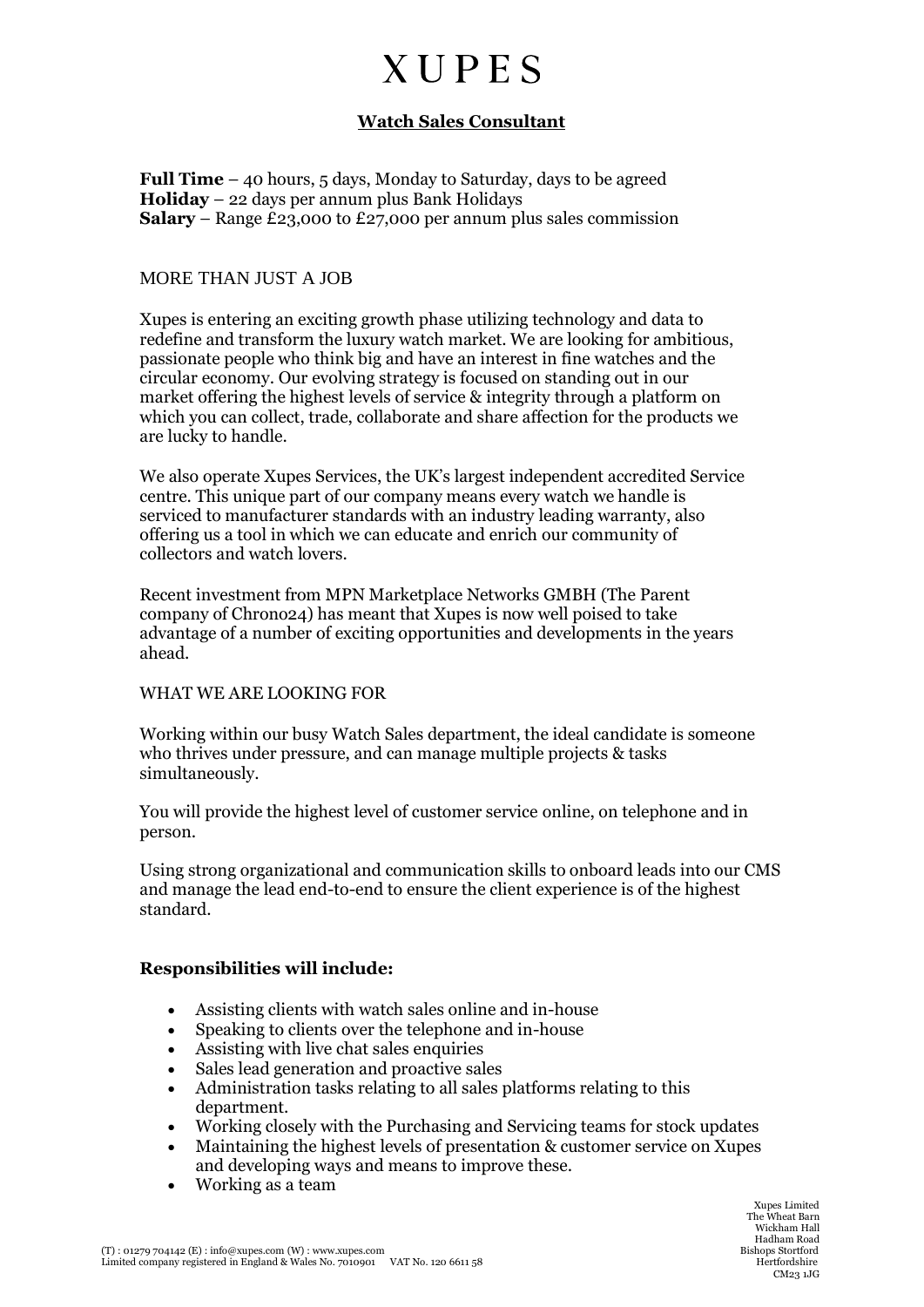# XUPES

## Watch Sales Consultant

**Full Time** – 40 hours, 5 days, Monday to Saturday, days to be agreed
**Holiday** – 22 days per annum plus Bank Holidays
**Salary** – Range £23,000 to £27,000 per annum plus sales commission

MORE THAN JUST A JOB

Xupes is entering an exciting growth phase utilizing technology and data to redefine and transform the luxury watch market. We are looking for ambitious, passionate people who think big and have an interest in fine watches and the circular economy. Our evolving strategy is focused on standing out in our market offering the highest levels of service & integrity through a platform on which you can collect, trade, collaborate and share affection for the products we are lucky to handle.

We also operate Xupes Services, the UK's largest independent accredited Service centre. This unique part of our company means every watch we handle is serviced to manufacturer standards with an industry leading warranty, also offering us a tool in which we can educate and enrich our community of collectors and watch lovers.

Recent investment from MPN Marketplace Networks GMBH (The Parent company of Chrono24) has meant that Xupes is now well poised to take advantage of a number of exciting opportunities and developments in the years ahead.

WHAT WE ARE LOOKING FOR

Working within our busy Watch Sales department, the ideal candidate is someone who thrives under pressure, and can manage multiple projects & tasks simultaneously.

You will provide the highest level of customer service online, on telephone and in person.

Using strong organizational and communication skills to onboard leads into our CMS and manage the lead end-to-end to ensure the client experience is of the highest standard.

**Responsibilities will include:**

- Assisting clients with watch sales online and in-house
- Speaking to clients over the telephone and in-house
- Assisting with live chat sales enquiries
- Sales lead generation and proactive sales
- Administration tasks relating to all sales platforms relating to this department.
- Working closely with the Purchasing and Servicing teams for stock updates
- Maintaining the highest levels of presentation & customer service on Xupes and developing ways and means to improve these.
- Working as a team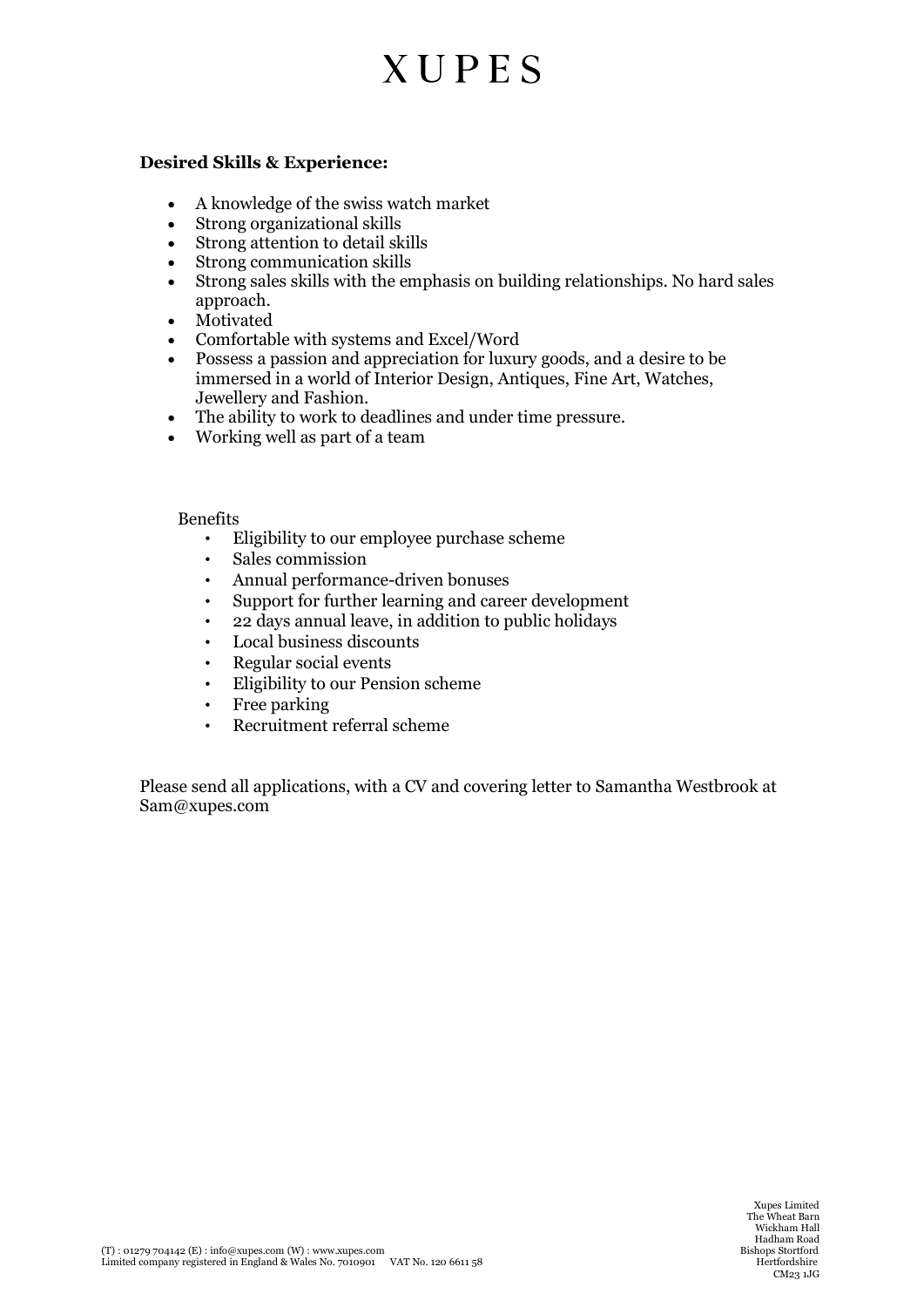# XUPES

**Desired Skills & Experience:**

- A knowledge of the swiss watch market
- Strong organizational skills
- Strong attention to detail skills
- Strong communication skills
- Strong sales skills with the emphasis on building relationships. No hard sales approach.
- Motivated
- Comfortable with systems and Excel/Word
- Possess a passion and appreciation for luxury goods, and a desire to be immersed in a world of Interior Design, Antiques, Fine Art, Watches, Jewellery and Fashion.
- The ability to work to deadlines and under time pressure.
- Working well as part of a team

Benefits

- Eligibility to our employee purchase scheme
- Sales commission
- Annual performance-driven bonuses
- Support for further learning and career development
- 22 days annual leave, in addition to public holidays
- Local business discounts
- Regular social events
- Eligibility to our Pension scheme
- Free parking
- Recruitment referral scheme

Please send all applications, with a CV and covering letter to Samantha Westbrook at Sam@xupes.com

(T) : 01279 704142 (E) : info@xupes.com (W) : www.xupes.com
Limited company registered in England & Wales No. 7010901 VAT No. 120 6611 58

Xupes Limited
The Wheat Barn
Wickham Hall
Hadham Road
Bishops Stortford
Hertfordshire
CM23 1JG